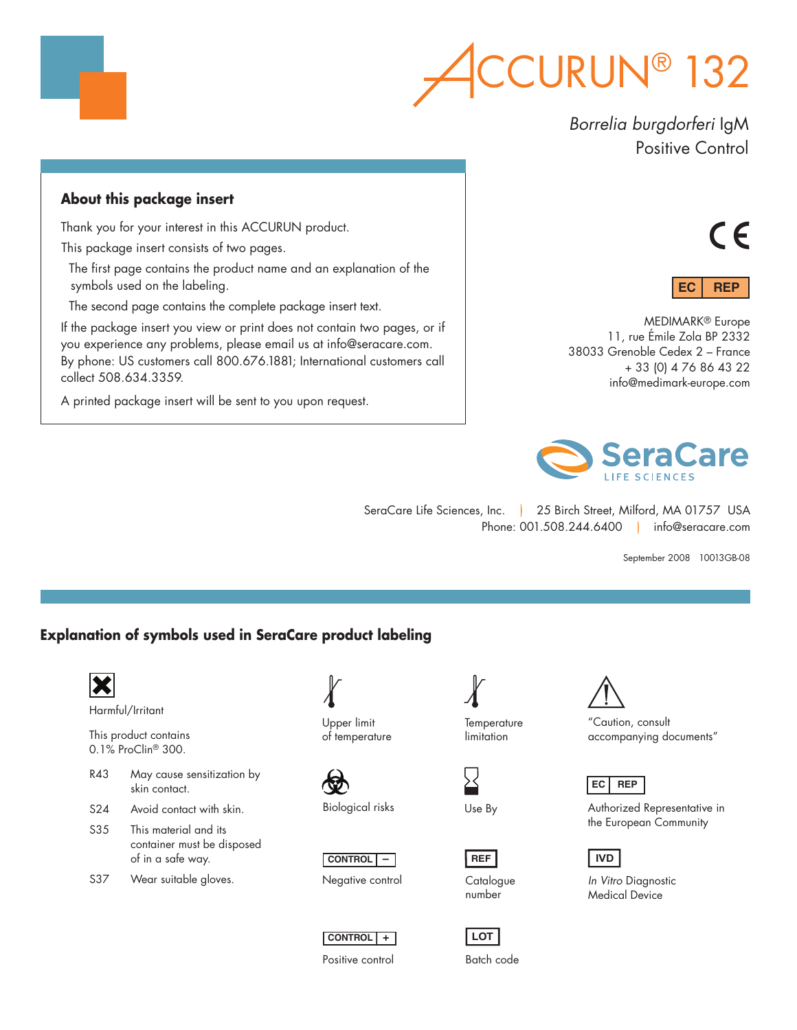# ACCURUN® 132

*Borrelia burgdorferi* IgM
Positive Control

## About this package insert

Thank you for your interest in this ACCURUN product.

This package insert consists of two pages.

- The first page contains the product name and an explanation of the symbols used on the labeling.
- The second page contains the complete package insert text.

If the package insert you view or print does not contain two pages, or if you experience any problems, please email us at info@seracare.com. By phone: US customers call 800.676.1881; International customers call collect 508.634.3359.

A printed package insert will be sent to you upon request.

CE

EC REP

MEDIMARK® Europe
11, rue Émile Zola BP 2332
38033 Grenoble Cedex 2 – France
+ 33 (0) 4 76 86 43 22
info@medimark-europe.com

SeraCare LIFE SCIENCES

SeraCare Life Sciences, Inc. | 25 Birch Street, Milford, MA 01757 USA
Phone: 001.508.244.6400 | info@seracare.com

September 2008 10013GB-08

## Explanation of symbols used in SeraCare product labeling

Harmful/Irritant

This product contains 0.1% ProClin® 300.

| | |
|---|---|
| R43 | May cause sensitization by skin contact. |
| S24 | Avoid contact with skin. |
| S35 | This material and its container must be disposed of in a safe way. |
| S37 | Wear suitable gloves. |

Upper limit of temperature

Temperature limitation

"Caution, consult accompanying documents"

Biological risks

Use By

EC REP — Authorized Representative in the European Community

CONTROL − — Negative control

REF — Catalogue number

IVD — *In Vitro* Diagnostic Medical Device

CONTROL + — Positive control

LOT — Batch code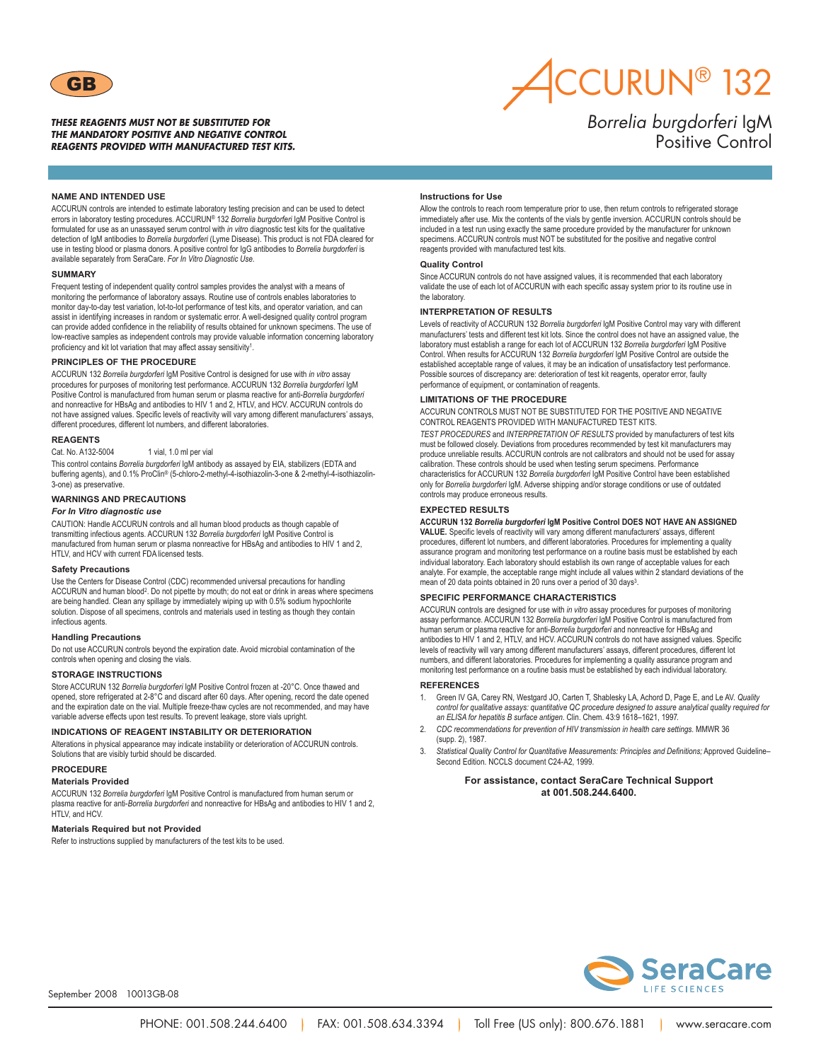GB

***THESE REAGENTS MUST NOT BE SUBSTITUTED FOR THE MANDATORY POSITIVE AND NEGATIVE CONTROL REAGENTS PROVIDED WITH MANUFACTURED TEST KITS.***

# ACCURUN® 132

## *Borrelia burgdorferi* IgM Positive Control

### NAME AND INTENDED USE

ACCURUN controls are intended to estimate laboratory testing precision and can be used to detect errors in laboratory testing procedures. ACCURUN® 132 *Borrelia burgdorferi* IgM Positive Control is formulated for use as an unassayed serum control with *in vitro* diagnostic test kits for the qualitative detection of IgM antibodies to *Borrelia burgdorferi* (Lyme Disease). This product is not FDA cleared for use in testing blood or plasma donors. A positive control for IgG antibodies to *Borrelia burgdorferi* is available separately from SeraCare. *For In Vitro Diagnostic Use.*

### SUMMARY

Frequent testing of independent quality control samples provides the analyst with a means of monitoring the performance of laboratory assays. Routine use of controls enables laboratories to monitor day-to-day test variation, lot-to-lot performance of test kits, and operator variation, and can assist in identifying increases in random or systematic error. A well-designed quality control program can provide added confidence in the reliability of results obtained for unknown specimens. The use of low-reactive samples as independent controls may provide valuable information concerning laboratory proficiency and kit lot variation that may affect assay sensitivity[1].

### PRINCIPLES OF THE PROCEDURE

ACCURUN 132 *Borrelia burgdorferi* IgM Positive Control is designed for use with *in vitro* assay procedures for purposes of monitoring test performance. ACCURUN 132 *Borrelia burgdorferi* IgM Positive Control is manufactured from human serum or plasma reactive for anti-*Borrelia burgdorferi* and nonreactive for HBsAg and antibodies to HIV 1 and 2, HTLV, and HCV. ACCURUN controls do not have assigned values. Specific levels of reactivity will vary among different manufacturers' assays, different procedures, different lot numbers, and different laboratories.

### REAGENTS

Cat. No. A132-5004 1 vial, 1.0 ml per vial

This control contains *Borrelia burgdorferi* IgM antibody as assayed by EIA, stabilizers (EDTA and buffering agents), and 0.1% ProClin® (5-chloro-2-methyl-4-isothiazolin-3-one & 2-methyl-4-isothiazolin-3-one) as preservative.

### WARNINGS AND PRECAUTIONS

***For In Vitro diagnostic use***

CAUTION: Handle ACCURUN controls and all human blood products as though capable of transmitting infectious agents. ACCURUN 132 *Borrelia burgdorferi* IgM Positive Control is manufactured from human serum or plasma nonreactive for HBsAg and antibodies to HIV 1 and 2, HTLV, and HCV with current FDA licensed tests.

#### Safety Precautions

Use the Centers for Disease Control (CDC) recommended universal precautions for handling ACCURUN and human blood[2]. Do not pipette by mouth; do not eat or drink in areas where specimens are being handled. Clean any spillage by immediately wiping up with 0.5% sodium hypochlorite solution. Dispose of all specimens, controls and materials used in testing as though they contain infectious agents.

#### Handling Precautions

Do not use ACCURUN controls beyond the expiration date. Avoid microbial contamination of the controls when opening and closing the vials.

### STORAGE INSTRUCTIONS

Store ACCURUN 132 *Borrelia burgdorferi* IgM Positive Control frozen at -20°C. Once thawed and opened, store refrigerated at 2-8°C and discard after 60 days. After opening, record the date opened and the expiration date on the vial. Multiple freeze-thaw cycles are not recommended, and may have variable adverse effects upon test results. To prevent leakage, store vials upright.

### INDICATIONS OF REAGENT INSTABILITY OR DETERIORATION

Alterations in physical appearance may indicate instability or deterioration of ACCURUN controls. Solutions that are visibly turbid should be discarded.

### PROCEDURE

#### Materials Provided

ACCURUN 132 *Borrelia burgdorferi* IgM Positive Control is manufactured from human serum or plasma reactive for anti-*Borrelia burgdorferi* and nonreactive for HBsAg and antibodies to HIV 1 and 2, HTLV, and HCV.

#### Materials Required but not Provided

Refer to instructions supplied by manufacturers of the test kits to be used.

#### Instructions for Use

Allow the controls to reach room temperature prior to use, then return controls to refrigerated storage immediately after use. Mix the contents of the vials by gentle inversion. ACCURUN controls should be included in a test run using exactly the same procedure provided by the manufacturer for unknown specimens. ACCURUN controls must NOT be substituted for the positive and negative control reagents provided with manufactured test kits.

#### Quality Control

Since ACCURUN controls do not have assigned values, it is recommended that each laboratory validate the use of each lot of ACCURUN with each specific assay system prior to its routine use in the laboratory.

### INTERPRETATION OF RESULTS

Levels of reactivity of ACCURUN 132 *Borrelia burgdorferi* IgM Positive Control may vary with different manufacturers' tests and different test kit lots. Since the control does not have an assigned value, the laboratory must establish a range for each lot of ACCURUN 132 *Borrelia burgdorferi* IgM Positive Control. When results for ACCURUN 132 *Borrelia burgdorferi* IgM Positive Control are outside the established acceptable range of values, it may be an indication of unsatisfactory test performance. Possible sources of discrepancy are: deterioration of test kit reagents, operator error, faulty performance of equipment, or contamination of reagents.

### LIMITATIONS OF THE PROCEDURE

ACCURUN CONTROLS MUST NOT BE SUBSTITUTED FOR THE POSITIVE AND NEGATIVE CONTROL REAGENTS PROVIDED WITH MANUFACTURED TEST KITS.

*TEST PROCEDURES* and *INTERPRETATION OF RESULTS* provided by manufacturers of test kits must be followed closely. Deviations from procedures recommended by test kit manufacturers may produce unreliable results. ACCURUN controls are not calibrators and should not be used for assay calibration. These controls should be used when testing serum specimens. Performance characteristics for ACCURUN 132 *Borrelia burgdorferi* IgM Positive Control have been established only for *Borrelia burgdorferi* IgM. Adverse shipping and/or storage conditions or use of outdated controls may produce erroneous results.

### EXPECTED RESULTS

**ACCURUN 132 *Borrelia burgdorferi* IgM Positive Control DOES NOT HAVE AN ASSIGNED VALUE.** Specific levels of reactivity will vary among different manufacturers' assays, different procedures, different lot numbers, and different laboratories. Procedures for implementing a quality assurance program and monitoring test performance on a routine basis must be established by each individual laboratory. Each laboratory should establish its own range of acceptable values for each analyte. For example, the acceptable range might include all values within 2 standard deviations of the mean of 20 data points obtained in 20 runs over a period of 30 days[3].

### SPECIFIC PERFORMANCE CHARACTERISTICS

ACCURUN controls are designed for use with *in vitro* assay procedures for purposes of monitoring assay performance. ACCURUN 132 *Borrelia burgdorferi* IgM Positive Control is manufactured from human serum or plasma reactive for anti-*Borrelia burgdorferi* and nonreactive for HBsAg and antibodies to HIV 1 and 2, HTLV, and HCV. ACCURUN controls do not have assigned values. Specific levels of reactivity will vary among different manufacturers' assays, different procedures, different lot numbers, and different laboratories. Procedures for implementing a quality assurance program and monitoring test performance on a routine basis must be established by each individual laboratory.

### REFERENCES

1. Green IV GA, Carey RN, Westgard JO, Carten T, Shablesky LA, Achord D, Page E, and Le AV. *Quality control for qualitative assays: quantitative QC procedure designed to assure analytical quality required for an ELISA for hepatitis B surface antigen.* Clin. Chem. 43:9 1618–1621, 1997.
2. *CDC recommendations for prevention of HIV transmission in health care settings.* MMWR 36 (supp. 2), 1987.
3. *Statistical Quality Control for Quantitative Measurements: Principles and Definitions;* Approved Guideline–Second Edition. NCCLS document C24-A2, 1999.

**For assistance, contact SeraCare Technical Support at 001.508.244.6400.**

SeraCare LIFE SCIENCES

September 2008 10013GB-08

PHONE: 001.508.244.6400 | FAX: 001.508.634.3394 | Toll Free (US only): 800.676.1881 | www.seracare.com